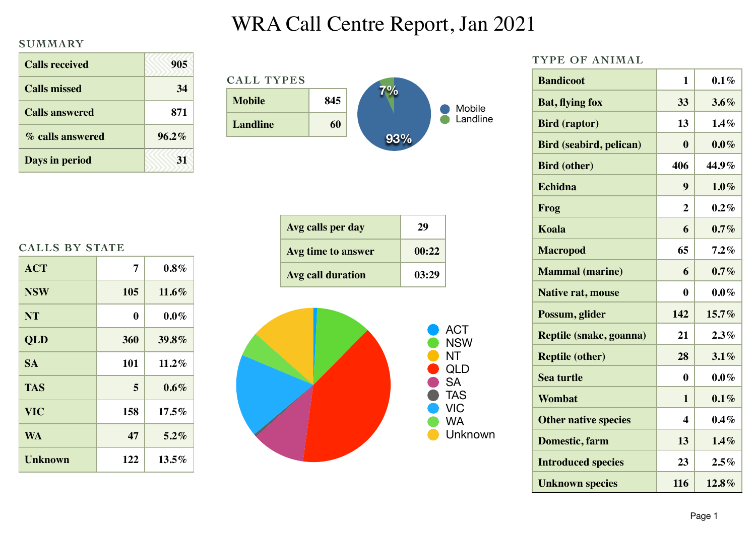# WRA Call Centre Report, Jan 2021

## SUMMARY

| | |
|---|---|
| Calls received | 905 |
| Calls missed | 34 |
| Calls answered | 871 |
| % calls answered | 96.2% |
| Days in period | 31 |

## CALL TYPES

| | |
|---|---|
| Mobile | 845 |
| Landline | 60 |

Mobile 93%, Landline 7%

| | |
|---|---|
| Avg calls per day | 29 |
| Avg time to answer | 00:22 |
| Avg call duration | 03:29 |

## CALLS BY STATE

| | | |
|---|---|---|
| ACT | 7 | 0.8% |
| NSW | 105 | 11.6% |
| NT | 0 | 0.0% |
| QLD | 360 | 39.8% |
| SA | 101 | 11.2% |
| TAS | 5 | 0.6% |
| VIC | 158 | 17.5% |
| WA | 47 | 5.2% |
| Unknown | 122 | 13.5% |

## TYPE OF ANIMAL

| | | |
|---|---|---|
| Bandicoot | 1 | 0.1% |
| Bat, flying fox | 33 | 3.6% |
| Bird (raptor) | 13 | 1.4% |
| Bird (seabird, pelican) | 0 | 0.0% |
| Bird (other) | 406 | 44.9% |
| Echidna | 9 | 1.0% |
| Frog | 2 | 0.2% |
| Koala | 6 | 0.7% |
| Macropod | 65 | 7.2% |
| Mammal (marine) | 6 | 0.7% |
| Native rat, mouse | 0 | 0.0% |
| Possum, glider | 142 | 15.7% |
| Reptile (snake, goanna) | 21 | 2.3% |
| Reptile (other) | 28 | 3.1% |
| Sea turtle | 0 | 0.0% |
| Wombat | 1 | 0.1% |
| Other native species | 4 | 0.4% |
| Domestic, farm | 13 | 1.4% |
| Introduced species | 23 | 2.5% |
| Unknown species | 116 | 12.8% |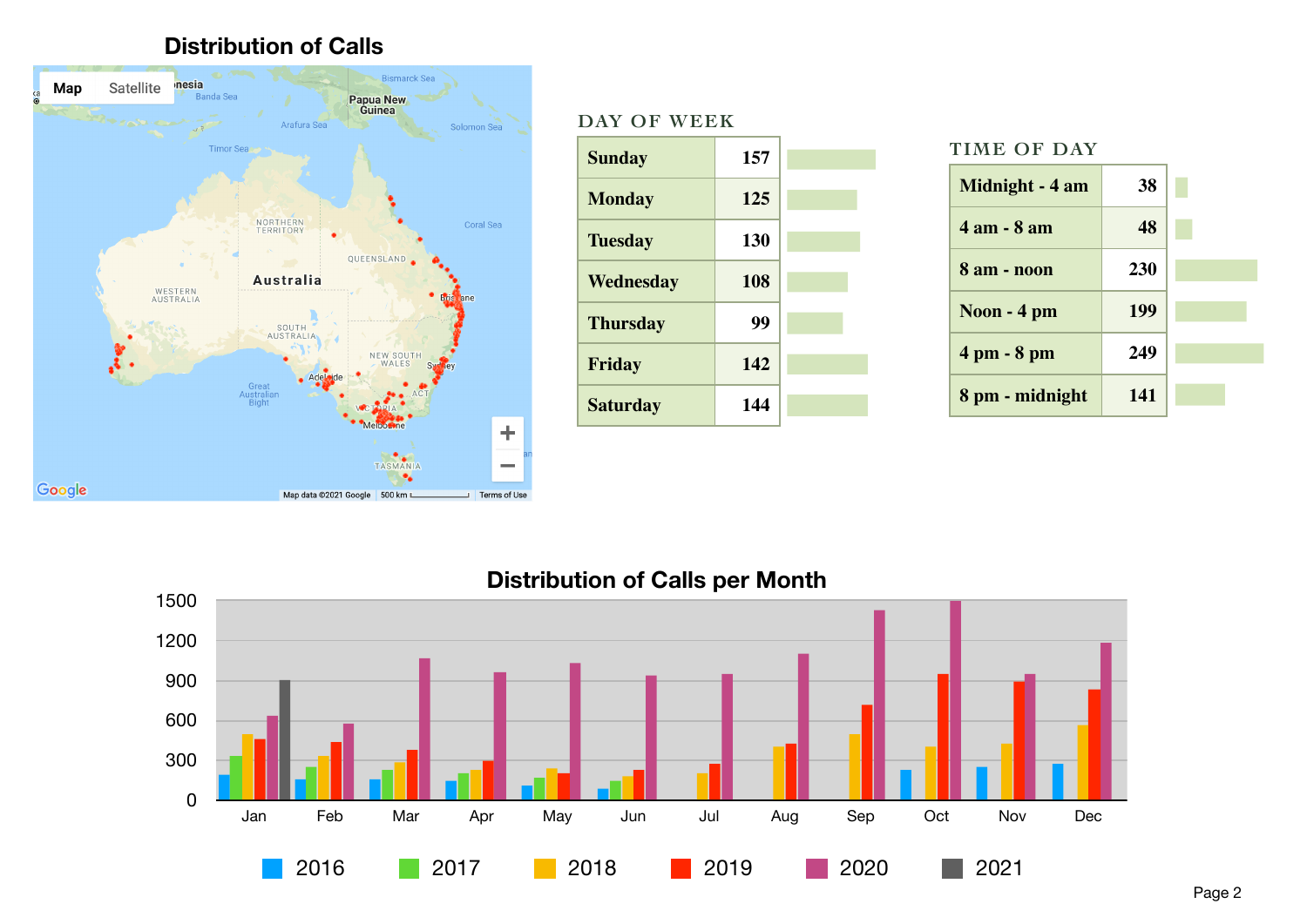## Distribution of Calls

Map Satellite

Australia

Google

Map data ©2021 Google 500 km Terms of Use

### DAY OF WEEK

| | |
|---|---|
| Sunday | 157 |
| Monday | 125 |
| Tuesday | 130 |
| Wednesday | 108 |
| Thursday | 99 |
| Friday | 142 |
| Saturday | 144 |

### TIME OF DAY

| | |
|---|---|
| Midnight - 4 am | 38 |
| 4 am - 8 am | 48 |
| 8 am - noon | 230 |
| Noon - 4 pm | 199 |
| 4 pm - 8 pm | 249 |
| 8 pm - midnight | 141 |

## Distribution of Calls per Month

1500
1200
900
600
300
0

Jan Feb Mar Apr May Jun Jul Aug Sep Oct Nov Dec

2016 2017 2018 2019 2020 2021